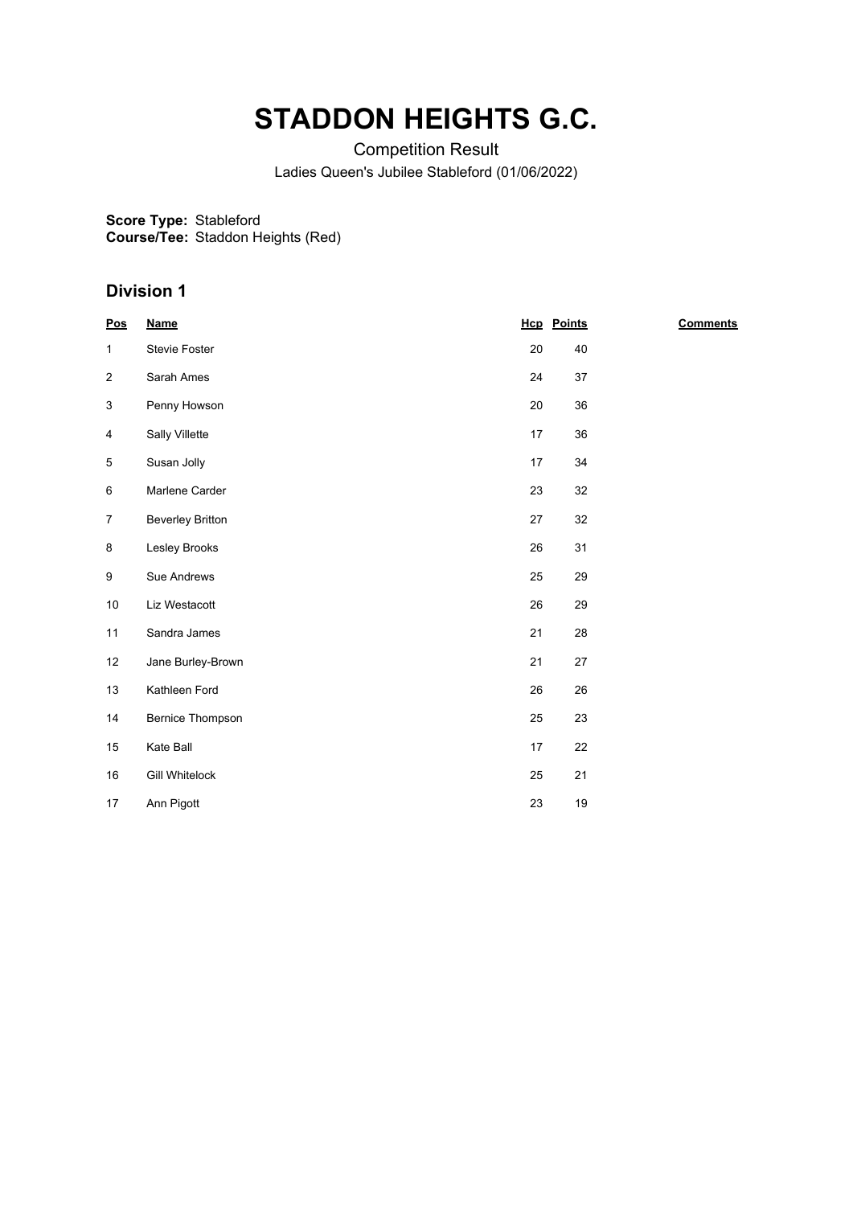# STADDON HEIGHTS G.C.

Competition Result

Ladies Queen's Jubilee Stableford (01/06/2022)

**Score Type:** Stableford
**Course/Tee:** Staddon Heights (Red)

## Division 1

| Pos | Name | Hcp | Points | Comments |
|---|---|---|---|---|
| 1 | Stevie Foster | 20 | 40 | |
| 2 | Sarah Ames | 24 | 37 | |
| 3 | Penny Howson | 20 | 36 | |
| 4 | Sally Villette | 17 | 36 | |
| 5 | Susan Jolly | 17 | 34 | |
| 6 | Marlene Carder | 23 | 32 | |
| 7 | Beverley Britton | 27 | 32 | |
| 8 | Lesley Brooks | 26 | 31 | |
| 9 | Sue Andrews | 25 | 29 | |
| 10 | Liz Westacott | 26 | 29 | |
| 11 | Sandra James | 21 | 28 | |
| 12 | Jane Burley-Brown | 21 | 27 | |
| 13 | Kathleen Ford | 26 | 26 | |
| 14 | Bernice Thompson | 25 | 23 | |
| 15 | Kate Ball | 17 | 22 | |
| 16 | Gill Whitelock | 25 | 21 | |
| 17 | Ann Pigott | 23 | 19 | |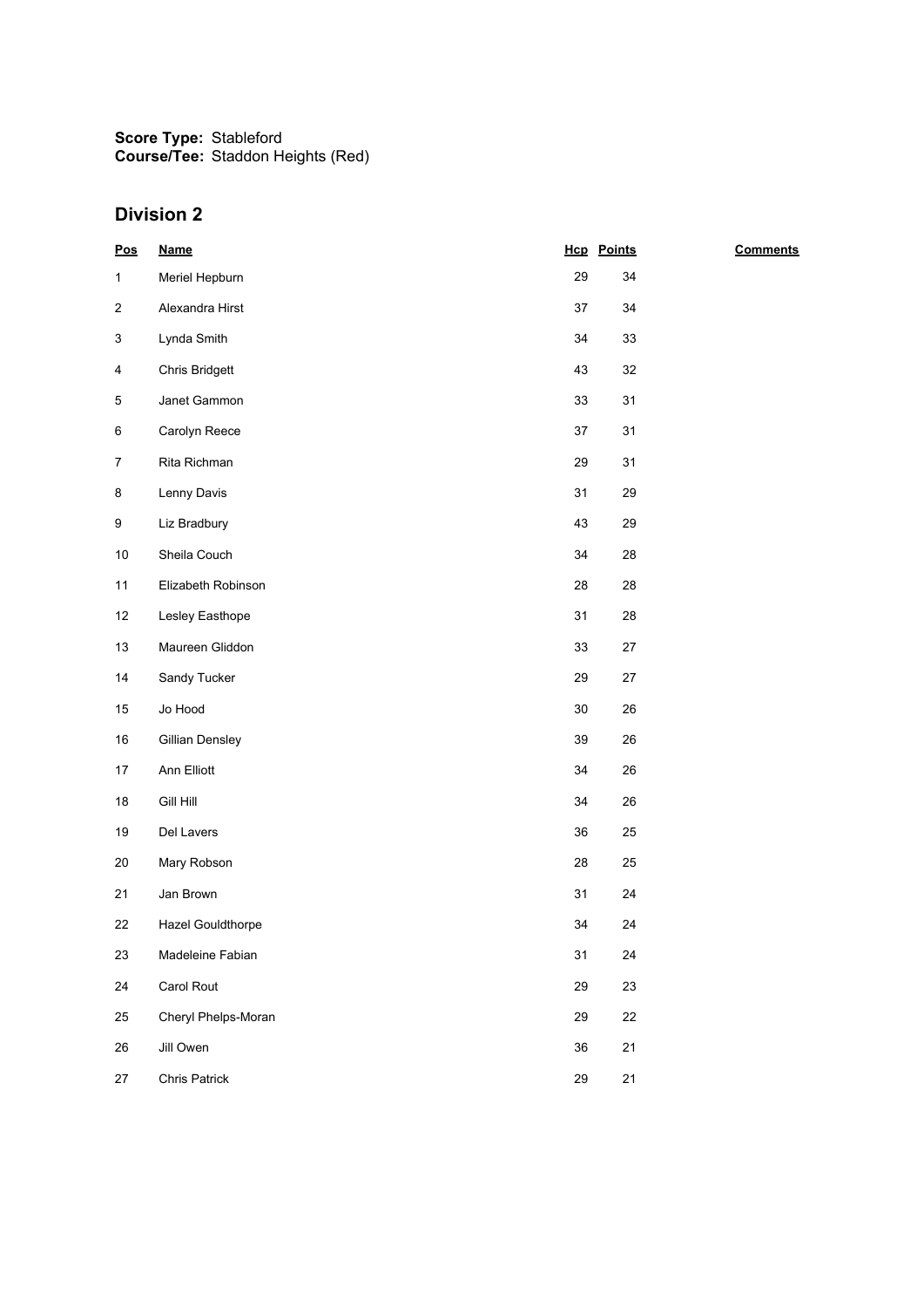**Score Type:** Stableford
**Course/Tee:** Staddon Heights (Red)

## Division 2

| Pos | Name | Hcp | Points | Comments |
|---|---|---|---|---|
| 1 | Meriel Hepburn | 29 | 34 | |
| 2 | Alexandra Hirst | 37 | 34 | |
| 3 | Lynda Smith | 34 | 33 | |
| 4 | Chris Bridgett | 43 | 32 | |
| 5 | Janet Gammon | 33 | 31 | |
| 6 | Carolyn Reece | 37 | 31 | |
| 7 | Rita Richman | 29 | 31 | |
| 8 | Lenny Davis | 31 | 29 | |
| 9 | Liz Bradbury | 43 | 29 | |
| 10 | Sheila Couch | 34 | 28 | |
| 11 | Elizabeth Robinson | 28 | 28 | |
| 12 | Lesley Easthope | 31 | 28 | |
| 13 | Maureen Gliddon | 33 | 27 | |
| 14 | Sandy Tucker | 29 | 27 | |
| 15 | Jo Hood | 30 | 26 | |
| 16 | Gillian Densley | 39 | 26 | |
| 17 | Ann Elliott | 34 | 26 | |
| 18 | Gill Hill | 34 | 26 | |
| 19 | Del Lavers | 36 | 25 | |
| 20 | Mary Robson | 28 | 25 | |
| 21 | Jan Brown | 31 | 24 | |
| 22 | Hazel Gouldthorpe | 34 | 24 | |
| 23 | Madeleine Fabian | 31 | 24 | |
| 24 | Carol Rout | 29 | 23 | |
| 25 | Cheryl Phelps-Moran | 29 | 22 | |
| 26 | Jill Owen | 36 | 21 | |
| 27 | Chris Patrick | 29 | 21 | |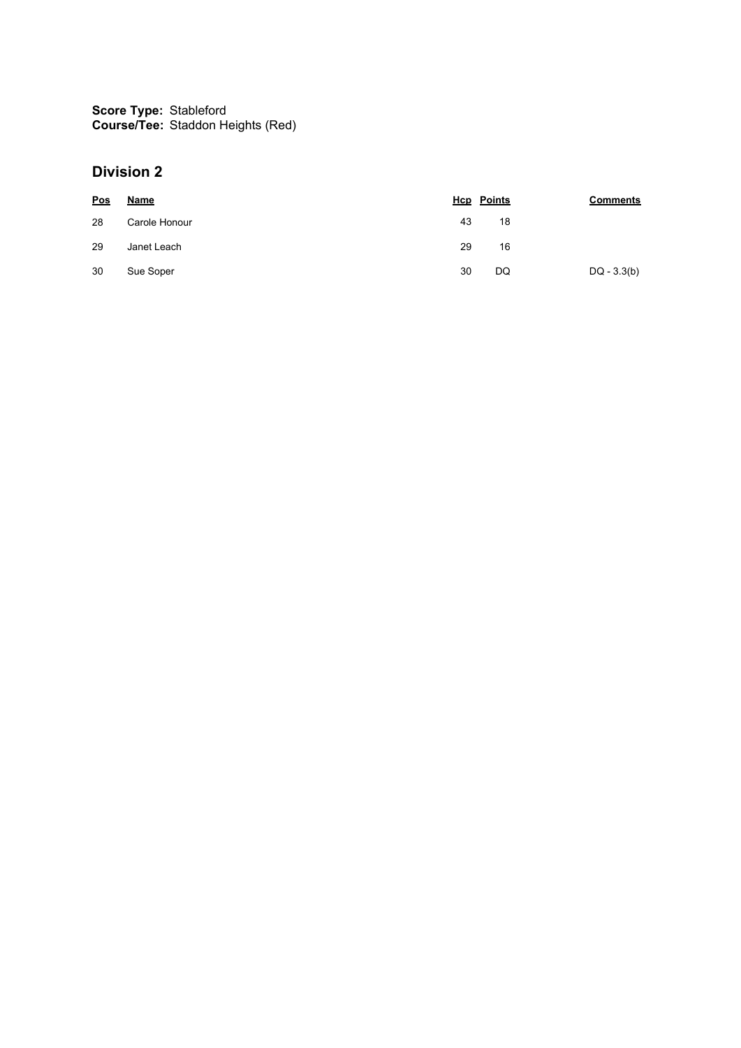**Score Type:** Stableford
**Course/Tee:** Staddon Heights (Red)

## Division 2

| Pos | Name | Hcp | Points | Comments |
|---|---|---|---|---|
| 28 | Carole Honour | 43 | 18 | |
| 29 | Janet Leach | 29 | 16 | |
| 30 | Sue Soper | 30 | DQ | DQ - 3.3(b) |